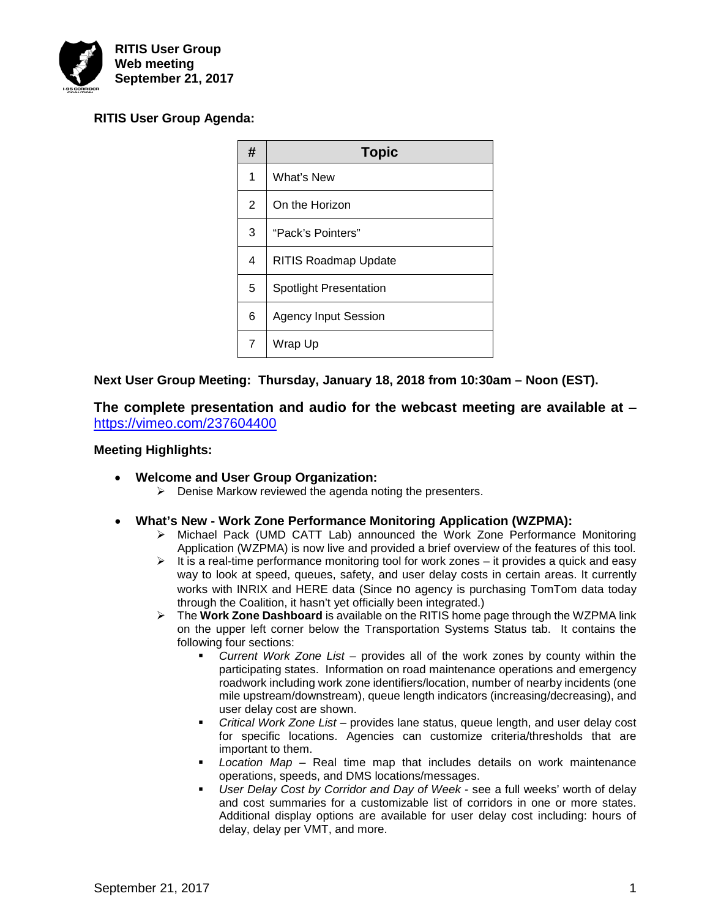**RITIS User Group**
**Web meeting**
**September 21, 2017**

**RITIS User Group Agenda:**

| # | Topic |
|---|---|
| 1 | What's New |
| 2 | On the Horizon |
| 3 | "Pack's Pointers" |
| 4 | RITIS Roadmap Update |
| 5 | Spotlight Presentation |
| 6 | Agency Input Session |
| 7 | Wrap Up |

**Next User Group Meeting: Thursday, January 18, 2018 from 10:30am – Noon (EST).**

**The complete presentation and audio for the webcast meeting are available at** – https://vimeo.com/237604400

**Meeting Highlights:**

- **Welcome and User Group Organization:**
  - Denise Markow reviewed the agenda noting the presenters.

- **What's New - Work Zone Performance Monitoring Application (WZPMA):**
  - Michael Pack (UMD CATT Lab) announced the Work Zone Performance Monitoring Application (WZPMA) is now live and provided a brief overview of the features of this tool.
  - It is a real-time performance monitoring tool for work zones – it provides a quick and easy way to look at speed, queues, safety, and user delay costs in certain areas. It currently works with INRIX and HERE data (Since no agency is purchasing TomTom data today through the Coalition, it hasn't yet officially been integrated.)
  - The **Work Zone Dashboard** is available on the RITIS home page through the WZPMA link on the upper left corner below the Transportation Systems Status tab. It contains the following four sections:
    - *Current Work Zone List* – provides all of the work zones by county within the participating states. Information on road maintenance operations and emergency roadwork including work zone identifiers/location, number of nearby incidents (one mile upstream/downstream), queue length indicators (increasing/decreasing), and user delay cost are shown.
    - *Critical Work Zone List* – provides lane status, queue length, and user delay cost for specific locations. Agencies can customize criteria/thresholds that are important to them.
    - *Location Map* – Real time map that includes details on work maintenance operations, speeds, and DMS locations/messages.
    - *User Delay Cost by Corridor and Day of Week* - see a full weeks' worth of delay and cost summaries for a customizable list of corridors in one or more states. Additional display options are available for user delay cost including: hours of delay, delay per VMT, and more.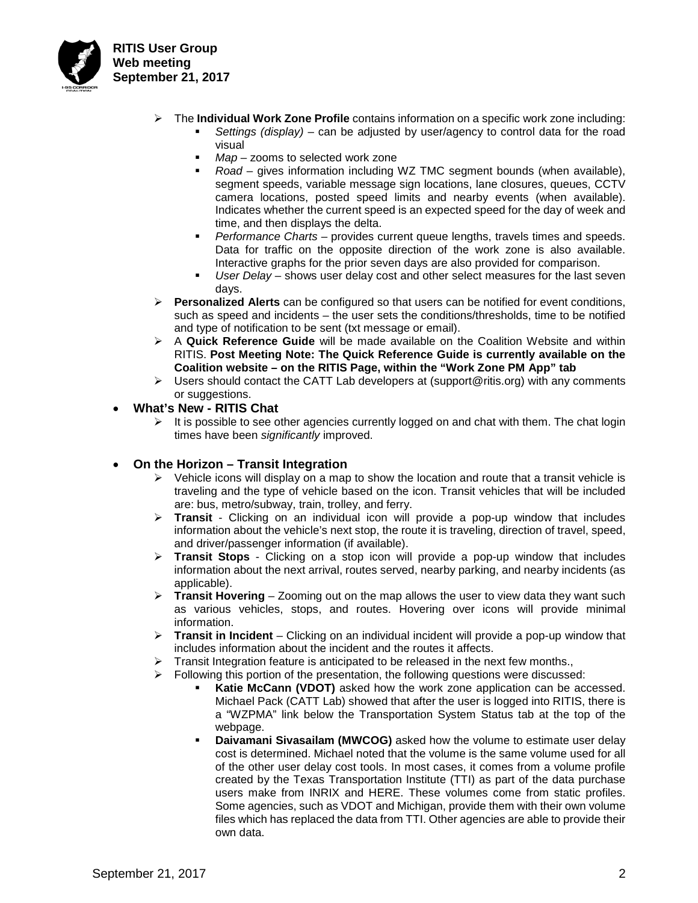- The **Individual Work Zone Profile** contains information on a specific work zone including:
  - *Settings (display)* – can be adjusted by user/agency to control data for the road visual
  - *Map* – zooms to selected work zone
  - *Road* – gives information including WZ TMC segment bounds (when available), segment speeds, variable message sign locations, lane closures, queues, CCTV camera locations, posted speed limits and nearby events (when available). Indicates whether the current speed is an expected speed for the day of week and time, and then displays the delta.
  - *Performance Charts* – provides current queue lengths, travels times and speeds. Data for traffic on the opposite direction of the work zone is also available. Interactive graphs for the prior seven days are also provided for comparison.
  - *User Delay* – shows user delay cost and other select measures for the last seven days.
- **Personalized Alerts** can be configured so that users can be notified for event conditions, such as speed and incidents – the user sets the conditions/thresholds, time to be notified and type of notification to be sent (txt message or email).
- A **Quick Reference Guide** will be made available on the Coalition Website and within RITIS. **Post Meeting Note: The Quick Reference Guide is currently available on the Coalition website – on the RITIS Page, within the "Work Zone PM App" tab**
- Users should contact the CATT Lab developers at (support@ritis.org) with any comments or suggestions.

- **What's New - RITIS Chat**
  - It is possible to see other agencies currently logged on and chat with them. The chat login times have been *significantly* improved.

- **On the Horizon – Transit Integration**
  - Vehicle icons will display on a map to show the location and route that a transit vehicle is traveling and the type of vehicle based on the icon. Transit vehicles that will be included are: bus, metro/subway, train, trolley, and ferry.
  - **Transit** - Clicking on an individual icon will provide a pop-up window that includes information about the vehicle's next stop, the route it is traveling, direction of travel, speed, and driver/passenger information (if available).
  - **Transit Stops** - Clicking on a stop icon will provide a pop-up window that includes information about the next arrival, routes served, nearby parking, and nearby incidents (as applicable).
  - **Transit Hovering** – Zooming out on the map allows the user to view data they want such as various vehicles, stops, and routes. Hovering over icons will provide minimal information.
  - **Transit in Incident** – Clicking on an individual incident will provide a pop-up window that includes information about the incident and the routes it affects.
  - Transit Integration feature is anticipated to be released in the next few months.,
  - Following this portion of the presentation, the following questions were discussed:
    - **Katie McCann (VDOT)** asked how the work zone application can be accessed. Michael Pack (CATT Lab) showed that after the user is logged into RITIS, there is a "WZPMA" link below the Transportation System Status tab at the top of the webpage.
    - **Daivamani Sivasailam (MWCOG)** asked how the volume to estimate user delay cost is determined. Michael noted that the volume is the same volume used for all of the other user delay cost tools. In most cases, it comes from a volume profile created by the Texas Transportation Institute (TTI) as part of the data purchase users make from INRIX and HERE. These volumes come from static profiles. Some agencies, such as VDOT and Michigan, provide them with their own volume files which has replaced the data from TTI. Other agencies are able to provide their own data.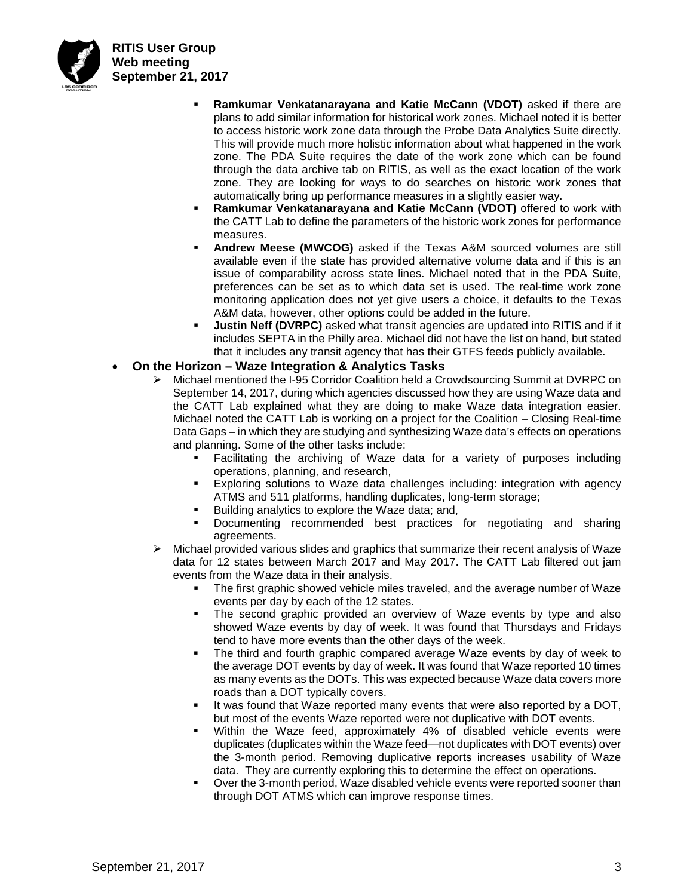- **Ramkumar Venkatanarayana and Katie McCann (VDOT)** asked if there are plans to add similar information for historical work zones. Michael noted it is better to access historic work zone data through the Probe Data Analytics Suite directly. This will provide much more holistic information about what happened in the work zone. The PDA Suite requires the date of the work zone which can be found through the data archive tab on RITIS, as well as the exact location of the work zone. They are looking for ways to do searches on historic work zones that automatically bring up performance measures in a slightly easier way.
- **Ramkumar Venkatanarayana and Katie McCann (VDOT)** offered to work with the CATT Lab to define the parameters of the historic work zones for performance measures.
- **Andrew Meese (MWCOG)** asked if the Texas A&M sourced volumes are still available even if the state has provided alternative volume data and if this is an issue of comparability across state lines. Michael noted that in the PDA Suite, preferences can be set as to which data set is used. The real-time work zone monitoring application does not yet give users a choice, it defaults to the Texas A&M data, however, other options could be added in the future.
- **Justin Neff (DVRPC)** asked what transit agencies are updated into RITIS and if it includes SEPTA in the Philly area. Michael did not have the list on hand, but stated that it includes any transit agency that has their GTFS feeds publicly available.

- **On the Horizon – Waze Integration & Analytics Tasks**
  - Michael mentioned the I-95 Corridor Coalition held a Crowdsourcing Summit at DVRPC on September 14, 2017, during which agencies discussed how they are using Waze data and the CATT Lab explained what they are doing to make Waze data integration easier. Michael noted the CATT Lab is working on a project for the Coalition – Closing Real-time Data Gaps – in which they are studying and synthesizing Waze data's effects on operations and planning. Some of the other tasks include:
    - Facilitating the archiving of Waze data for a variety of purposes including operations, planning, and research,
    - Exploring solutions to Waze data challenges including: integration with agency ATMS and 511 platforms, handling duplicates, long-term storage;
    - Building analytics to explore the Waze data; and,
    - Documenting recommended best practices for negotiating and sharing agreements.
  - Michael provided various slides and graphics that summarize their recent analysis of Waze data for 12 states between March 2017 and May 2017. The CATT Lab filtered out jam events from the Waze data in their analysis.
    - The first graphic showed vehicle miles traveled, and the average number of Waze events per day by each of the 12 states.
    - The second graphic provided an overview of Waze events by type and also showed Waze events by day of week. It was found that Thursdays and Fridays tend to have more events than the other days of the week.
    - The third and fourth graphic compared average Waze events by day of week to the average DOT events by day of week. It was found that Waze reported 10 times as many events as the DOTs. This was expected because Waze data covers more roads than a DOT typically covers.
    - It was found that Waze reported many events that were also reported by a DOT, but most of the events Waze reported were not duplicative with DOT events.
    - Within the Waze feed, approximately 4% of disabled vehicle events were duplicates (duplicates within the Waze feed—not duplicates with DOT events) over the 3-month period. Removing duplicative reports increases usability of Waze data. They are currently exploring this to determine the effect on operations.
    - Over the 3-month period, Waze disabled vehicle events were reported sooner than through DOT ATMS which can improve response times.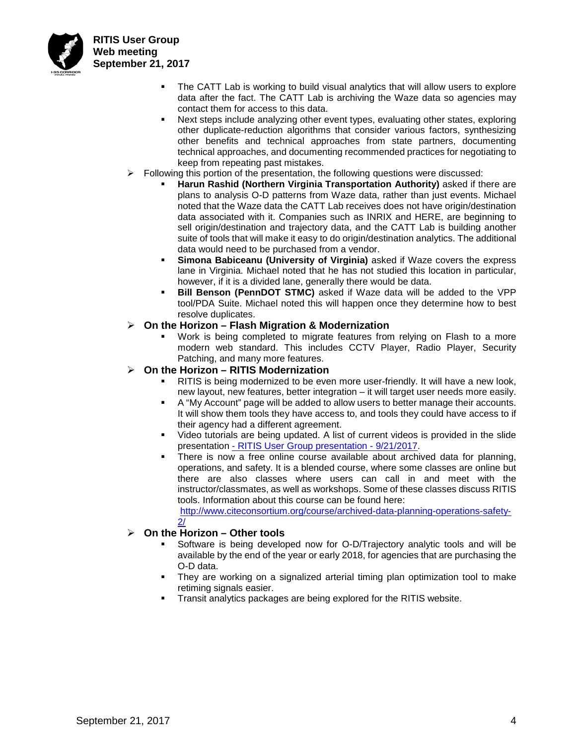- The CATT Lab is working to build visual analytics that will allow users to explore data after the fact. The CATT Lab is archiving the Waze data so agencies may contact them for access to this data.
- Next steps include analyzing other event types, evaluating other states, exploring other duplicate-reduction algorithms that consider various factors, synthesizing other benefits and technical approaches from state partners, documenting technical approaches, and documenting recommended practices for negotiating to keep from repeating past mistakes.

- Following this portion of the presentation, the following questions were discussed:
  - **Harun Rashid (Northern Virginia Transportation Authority)** asked if there are plans to analysis O-D patterns from Waze data, rather than just events. Michael noted that the Waze data the CATT Lab receives does not have origin/destination data associated with it. Companies such as INRIX and HERE, are beginning to sell origin/destination and trajectory data, and the CATT Lab is building another suite of tools that will make it easy to do origin/destination analytics. The additional data would need to be purchased from a vendor.
  - **Simona Babiceanu (University of Virginia)** asked if Waze covers the express lane in Virginia. Michael noted that he has not studied this location in particular, however, if it is a divided lane, generally there would be data.
  - **Bill Benson (PennDOT STMC)** asked if Waze data will be added to the VPP tool/PDA Suite. Michael noted this will happen once they determine how to best resolve duplicates.

- **On the Horizon – Flash Migration & Modernization**
  - Work is being completed to migrate features from relying on Flash to a more modern web standard. This includes CCTV Player, Radio Player, Security Patching, and many more features.

- **On the Horizon – RITIS Modernization**
  - RITIS is being modernized to be even more user-friendly. It will have a new look, new layout, new features, better integration – it will target user needs more easily.
  - A "My Account" page will be added to allow users to better manage their accounts. It will show them tools they have access to, and tools they could have access to if their agency had a different agreement.
  - Video tutorials are being updated. A list of current videos is provided in the slide presentation - RITIS User Group presentation - 9/21/2017.
  - There is now a free online course available about archived data for planning, operations, and safety. It is a blended course, where some classes are online but there are also classes where users can call in and meet with the instructor/classmates, as well as workshops. Some of these classes discuss RITIS tools. Information about this course can be found here: http://www.citeconsortium.org/course/archived-data-planning-operations-safety-2/

- **On the Horizon – Other tools**
  - Software is being developed now for O-D/Trajectory analytic tools and will be available by the end of the year or early 2018, for agencies that are purchasing the O-D data.
  - They are working on a signalized arterial timing plan optimization tool to make retiming signals easier.
  - Transit analytics packages are being explored for the RITIS website.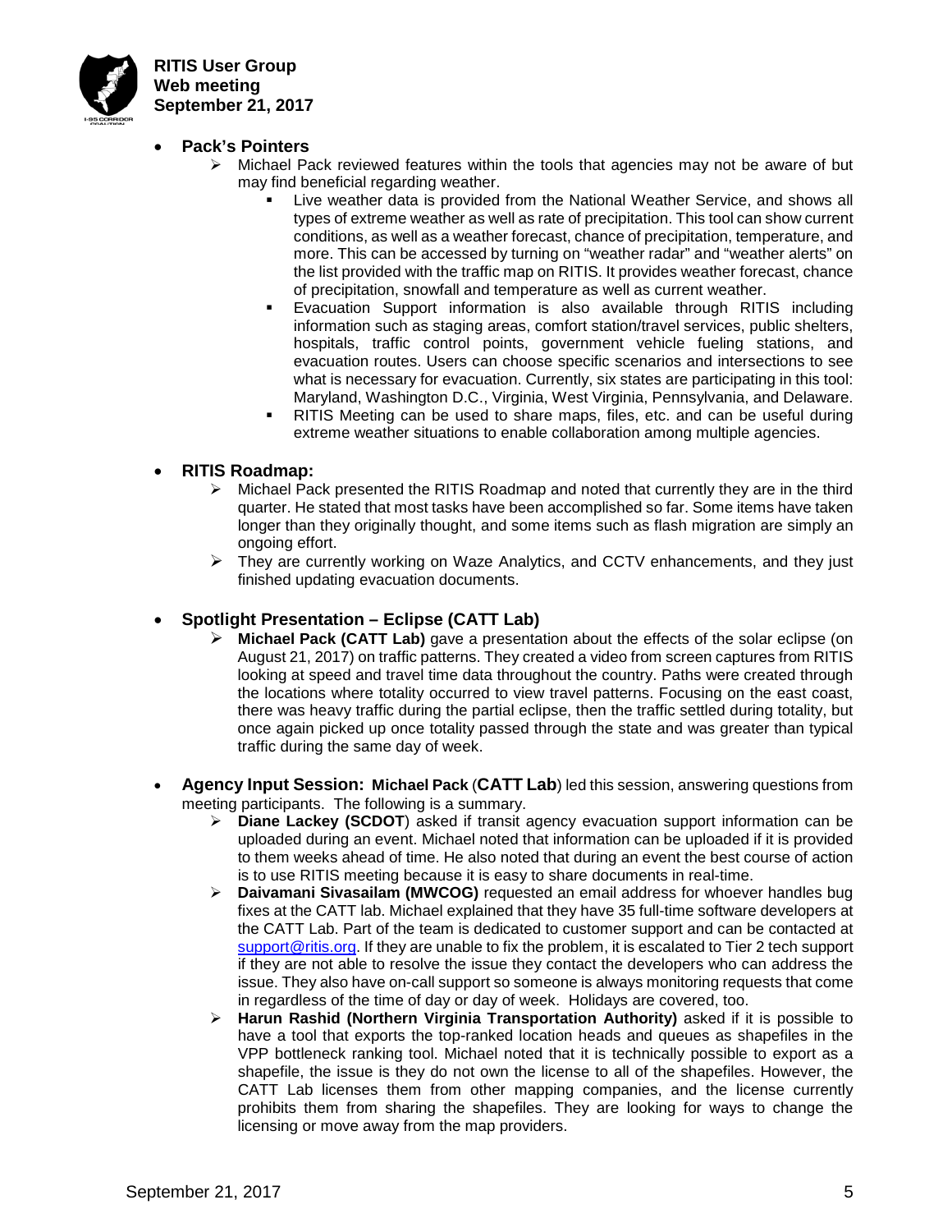- **Pack's Pointers**
    - Michael Pack reviewed features within the tools that agencies may not be aware of but may find beneficial regarding weather.
        - Live weather data is provided from the National Weather Service, and shows all types of extreme weather as well as rate of precipitation. This tool can show current conditions, as well as a weather forecast, chance of precipitation, temperature, and more. This can be accessed by turning on "weather radar" and "weather alerts" on the list provided with the traffic map on RITIS. It provides weather forecast, chance of precipitation, snowfall and temperature as well as current weather.
        - Evacuation Support information is also available through RITIS including information such as staging areas, comfort station/travel services, public shelters, hospitals, traffic control points, government vehicle fueling stations, and evacuation routes. Users can choose specific scenarios and intersections to see what is necessary for evacuation. Currently, six states are participating in this tool: Maryland, Washington D.C., Virginia, West Virginia, Pennsylvania, and Delaware.
        - RITIS Meeting can be used to share maps, files, etc. and can be useful during extreme weather situations to enable collaboration among multiple agencies.

- **RITIS Roadmap:**
    - Michael Pack presented the RITIS Roadmap and noted that currently they are in the third quarter. He stated that most tasks have been accomplished so far. Some items have taken longer than they originally thought, and some items such as flash migration are simply an ongoing effort.
    - They are currently working on Waze Analytics, and CCTV enhancements, and they just finished updating evacuation documents.

- **Spotlight Presentation – Eclipse (CATT Lab)**
    - **Michael Pack (CATT Lab)** gave a presentation about the effects of the solar eclipse (on August 21, 2017) on traffic patterns. They created a video from screen captures from RITIS looking at speed and travel time data throughout the country. Paths were created through the locations where totality occurred to view travel patterns. Focusing on the east coast, there was heavy traffic during the partial eclipse, then the traffic settled during totality, but once again picked up once totality passed through the state and was greater than typical traffic during the same day of week.

- **Agency Input Session: Michael Pack (CATT Lab)** led this session, answering questions from meeting participants. The following is a summary.
    - **Diane Lackey (SCDOT**) asked if transit agency evacuation support information can be uploaded during an event. Michael noted that information can be uploaded if it is provided to them weeks ahead of time. He also noted that during an event the best course of action is to use RITIS meeting because it is easy to share documents in real-time.
    - **Daivamani Sivasailam (MWCOG)** requested an email address for whoever handles bug fixes at the CATT lab. Michael explained that they have 35 full-time software developers at the CATT Lab. Part of the team is dedicated to customer support and can be contacted at support@ritis.org. If they are unable to fix the problem, it is escalated to Tier 2 tech support if they are not able to resolve the issue they contact the developers who can address the issue. They also have on-call support so someone is always monitoring requests that come in regardless of the time of day or day of week. Holidays are covered, too.
    - **Harun Rashid (Northern Virginia Transportation Authority)** asked if it is possible to have a tool that exports the top-ranked location heads and queues as shapefiles in the VPP bottleneck ranking tool. Michael noted that it is technically possible to export as a shapefile, the issue is they do not own the license to all of the shapefiles. However, the CATT Lab licenses them from other mapping companies, and the license currently prohibits them from sharing the shapefiles. They are looking for ways to change the licensing or move away from the map providers.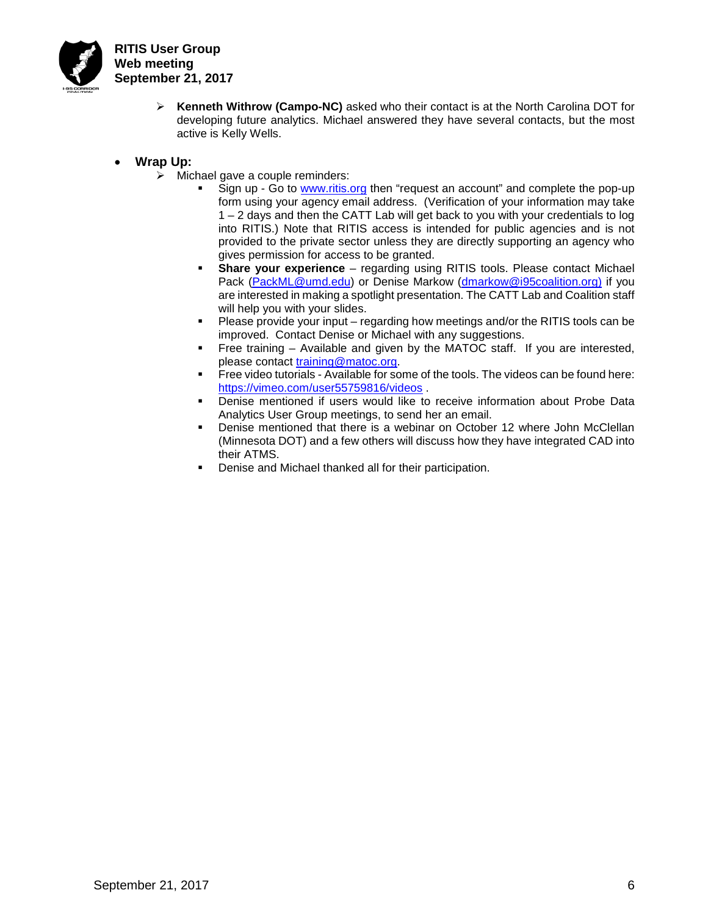- **Kenneth Withrow (Campo-NC)** asked who their contact is at the North Carolina DOT for developing future analytics. Michael answered they have several contacts, but the most active is Kelly Wells.

- **Wrap Up:**
  - Michael gave a couple reminders:
    - Sign up - Go to www.ritis.org then "request an account" and complete the pop-up form using your agency email address. (Verification of your information may take 1 – 2 days and then the CATT Lab will get back to you with your credentials to log into RITIS.) Note that RITIS access is intended for public agencies and is not provided to the private sector unless they are directly supporting an agency who gives permission for access to be granted.
    - **Share your experience** – regarding using RITIS tools. Please contact Michael Pack (PackML@umd.edu) or Denise Markow (dmarkow@i95coalition.org) if you are interested in making a spotlight presentation. The CATT Lab and Coalition staff will help you with your slides.
    - Please provide your input – regarding how meetings and/or the RITIS tools can be improved. Contact Denise or Michael with any suggestions.
    - Free training – Available and given by the MATOC staff. If you are interested, please contact training@matoc.org.
    - Free video tutorials - Available for some of the tools. The videos can be found here: https://vimeo.com/user55759816/videos .
    - Denise mentioned if users would like to receive information about Probe Data Analytics User Group meetings, to send her an email.
    - Denise mentioned that there is a webinar on October 12 where John McClellan (Minnesota DOT) and a few others will discuss how they have integrated CAD into their ATMS.
    - Denise and Michael thanked all for their participation.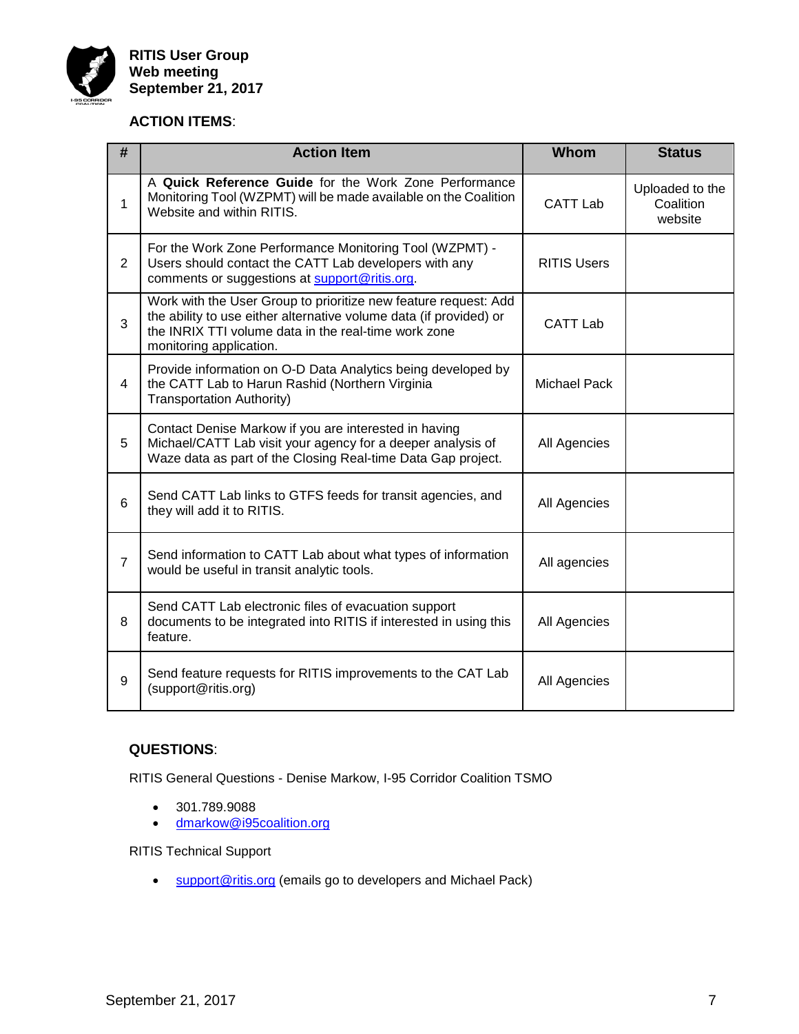**RITIS User Group**
**Web meeting**
**September 21, 2017**

**ACTION ITEMS**:

| # | Action Item | Whom | Status |
|---|---|---|---|
| 1 | A **Quick Reference Guide** for the Work Zone Performance Monitoring Tool (WZPMT) will be made available on the Coalition Website and within RITIS. | CATT Lab | Uploaded to the Coalition website |
| 2 | For the Work Zone Performance Monitoring Tool (WZPMT) - Users should contact the CATT Lab developers with any comments or suggestions at support@ritis.org. | RITIS Users | |
| 3 | Work with the User Group to prioritize new feature request: Add the ability to use either alternative volume data (if provided) or the INRIX TTI volume data in the real-time work zone monitoring application. | CATT Lab | |
| 4 | Provide information on O-D Data Analytics being developed by the CATT Lab to Harun Rashid (Northern Virginia Transportation Authority) | Michael Pack | |
| 5 | Contact Denise Markow if you are interested in having Michael/CATT Lab visit your agency for a deeper analysis of Waze data as part of the Closing Real-time Data Gap project. | All Agencies | |
| 6 | Send CATT Lab links to GTFS feeds for transit agencies, and they will add it to RITIS. | All Agencies | |
| 7 | Send information to CATT Lab about what types of information would be useful in transit analytic tools. | All agencies | |
| 8 | Send CATT Lab electronic files of evacuation support documents to be integrated into RITIS if interested in using this feature. | All Agencies | |
| 9 | Send feature requests for RITIS improvements to the CAT Lab (support@ritis.org) | All Agencies | |

**QUESTIONS**:

RITIS General Questions - Denise Markow, I-95 Corridor Coalition TSMO

- 301.789.9088
- dmarkow@i95coalition.org

RITIS Technical Support

- support@ritis.org (emails go to developers and Michael Pack)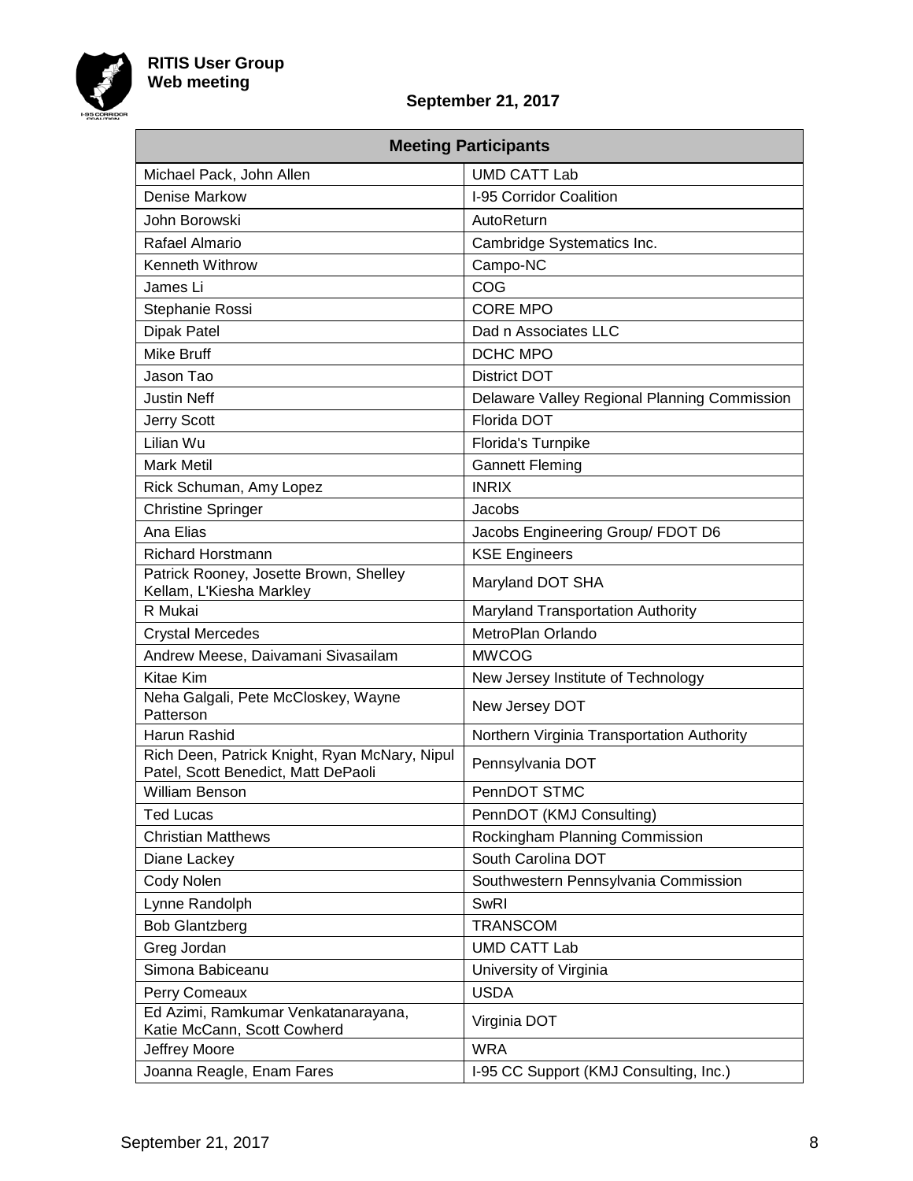| Meeting Participants | |
|---|---|
| Michael Pack, John Allen | UMD CATT Lab |
| Denise Markow | I-95 Corridor Coalition |
| John Borowski | AutoReturn |
| Rafael Almario | Cambridge Systematics Inc. |
| Kenneth Withrow | Campo-NC |
| James Li | COG |
| Stephanie Rossi | CORE MPO |
| Dipak Patel | Dad n Associates LLC |
| Mike Bruff | DCHC MPO |
| Jason Tao | District DOT |
| Justin Neff | Delaware Valley Regional Planning Commission |
| Jerry Scott | Florida DOT |
| Lilian Wu | Florida's Turnpike |
| Mark Metil | Gannett Fleming |
| Rick Schuman, Amy Lopez | INRIX |
| Christine Springer | Jacobs |
| Ana Elias | Jacobs Engineering Group/ FDOT D6 |
| Richard Horstmann | KSE Engineers |
| Patrick Rooney, Josette Brown, Shelley Kellam, L'Kiesha Markley | Maryland DOT SHA |
| R Mukai | Maryland Transportation Authority |
| Crystal Mercedes | MetroPlan Orlando |
| Andrew Meese, Daivamani Sivasailam | MWCOG |
| Kitae Kim | New Jersey Institute of Technology |
| Neha Galgali, Pete McCloskey, Wayne Patterson | New Jersey DOT |
| Harun Rashid | Northern Virginia Transportation Authority |
| Rich Deen, Patrick Knight, Ryan McNary, Nipul Patel, Scott Benedict, Matt DePaoli | Pennsylvania DOT |
| William Benson | PennDOT STMC |
| Ted Lucas | PennDOT (KMJ Consulting) |
| Christian Matthews | Rockingham Planning Commission |
| Diane Lackey | South Carolina DOT |
| Cody Nolen | Southwestern Pennsylvania Commission |
| Lynne Randolph | SwRI |
| Bob Glantzberg | TRANSCOM |
| Greg Jordan | UMD CATT Lab |
| Simona Babiceanu | University of Virginia |
| Perry Comeaux | USDA |
| Ed Azimi, Ramkumar Venkatanarayana, Katie McCann, Scott Cowherd | Virginia DOT |
| Jeffrey Moore | WRA |
| Joanna Reagle, Enam Fares | I-95 CC Support (KMJ Consulting, Inc.) |